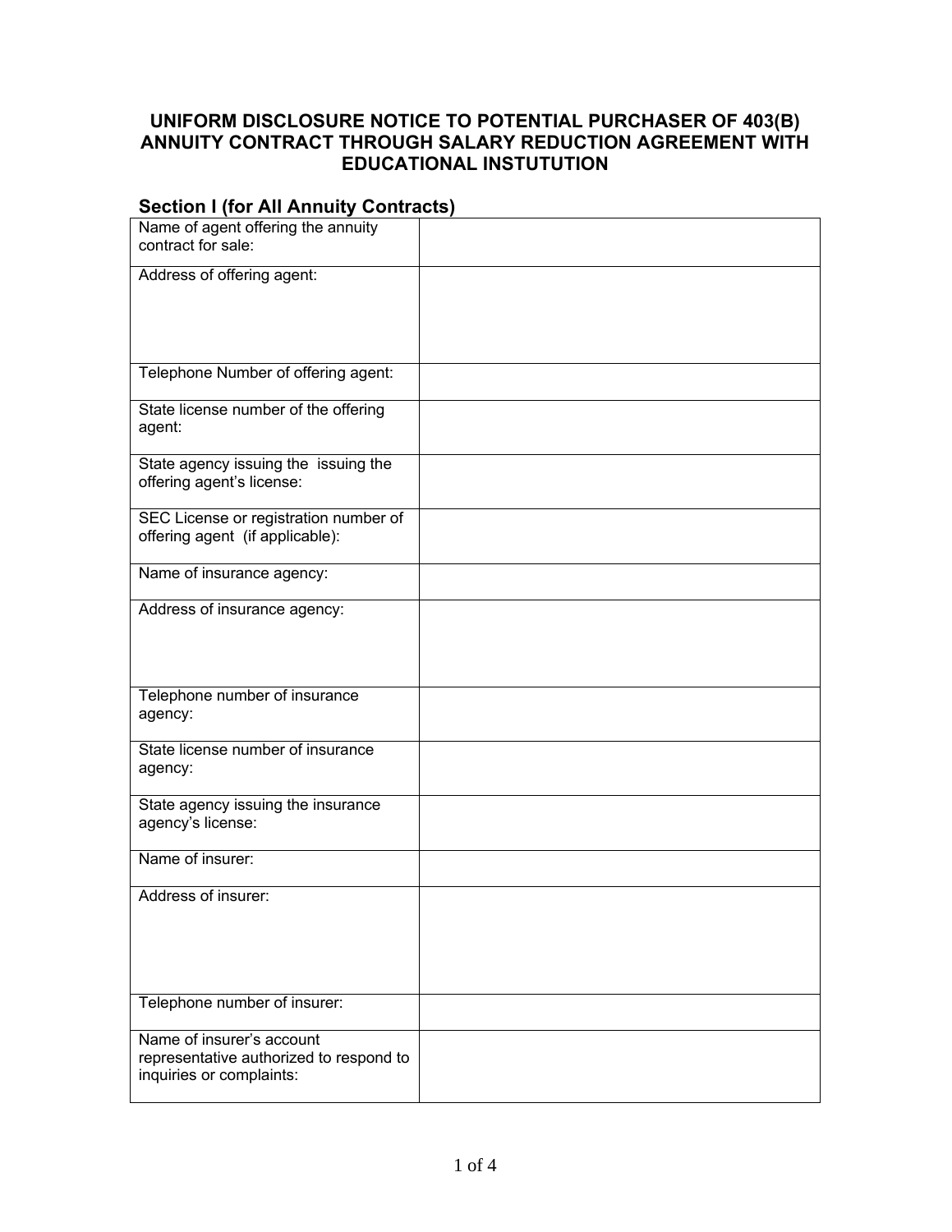# UNIFORM DISCLOSURE NOTICE TO POTENTIAL PURCHASER OF 403(B) ANNUITY CONTRACT THROUGH SALARY REDUCTION AGREEMENT WITH EDUCATIONAL INSTUTUTION

## Section I (for All Annuity Contracts)

| | |
|---|---|
| Name of agent offering the annuity contract for sale: | |
| Address of offering agent: | |
| Telephone Number of offering agent: | |
| State license number of the offering agent: | |
| State agency issuing the issuing the offering agent's license: | |
| SEC License or registration number of offering agent (if applicable): | |
| Name of insurance agency: | |
| Address of insurance agency: | |
| Telephone number of insurance agency: | |
| State license number of insurance agency: | |
| State agency issuing the insurance agency's license: | |
| Name of insurer: | |
| Address of insurer: | |
| Telephone number of insurer: | |
| Name of insurer's account representative authorized to respond to inquiries or complaints: | |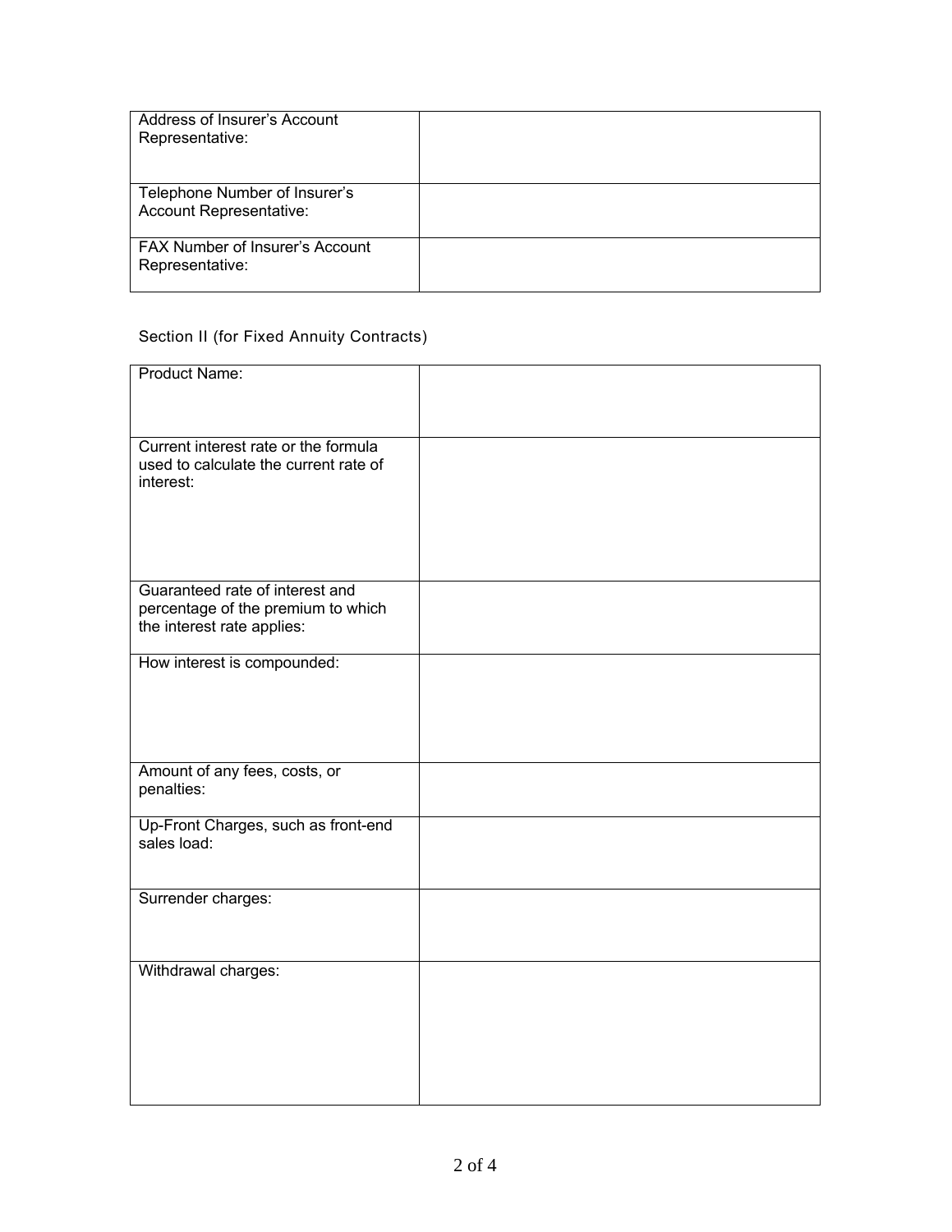| Address of Insurer's Account Representative: | |
|---|---|
| Telephone Number of Insurer's Account Representative: | |
| FAX Number of Insurer's Account Representative: | |

Section II (for Fixed Annuity Contracts)

| Product Name: | |
|---|---|
| Current interest rate or the formula used to calculate the current rate of interest: | |
| Guaranteed rate of interest and percentage of the premium to which the interest rate applies: | |
| How interest is compounded: | |
| Amount of any fees, costs, or penalties: | |
| Up-Front Charges, such as front-end sales load: | |
| Surrender charges: | |
| Withdrawal charges: | |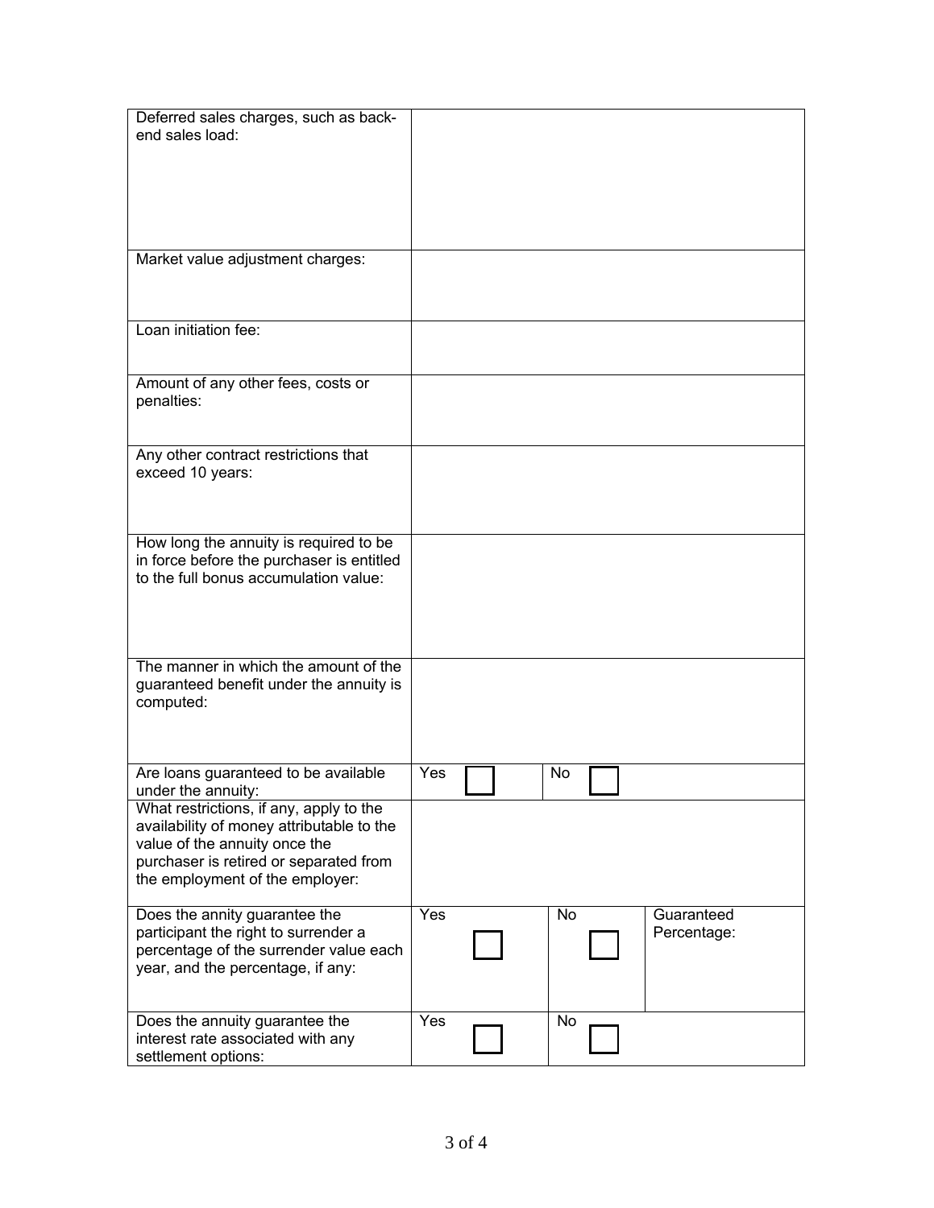| | | | |
|---|---|---|---|
| Deferred sales charges, such as back-end sales load: | | | |
| Market value adjustment charges: | | | |
| Loan initiation fee: | | | |
| Amount of any other fees, costs or penalties: | | | |
| Any other contract restrictions that exceed 10 years: | | | |
| How long the annuity is required to be in force before the purchaser is entitled to the full bonus accumulation value: | | | |
| The manner in which the amount of the guaranteed benefit under the annuity is computed: | | | |
| Are loans guaranteed to be available under the annuity: | Yes ☐ | No ☐ | |
| What restrictions, if any, apply to the availability of money attributable to the value of the annuity once the purchaser is retired or separated from the employment of the employer: | | | |
| Does the annity guarantee the participant the right to surrender a percentage of the surrender value each year, and the percentage, if any: | Yes ☐ | No ☐ | Guaranteed Percentage: |
| Does the annuity guarantee the interest rate associated with any settlement options: | Yes ☐ | No ☐ | |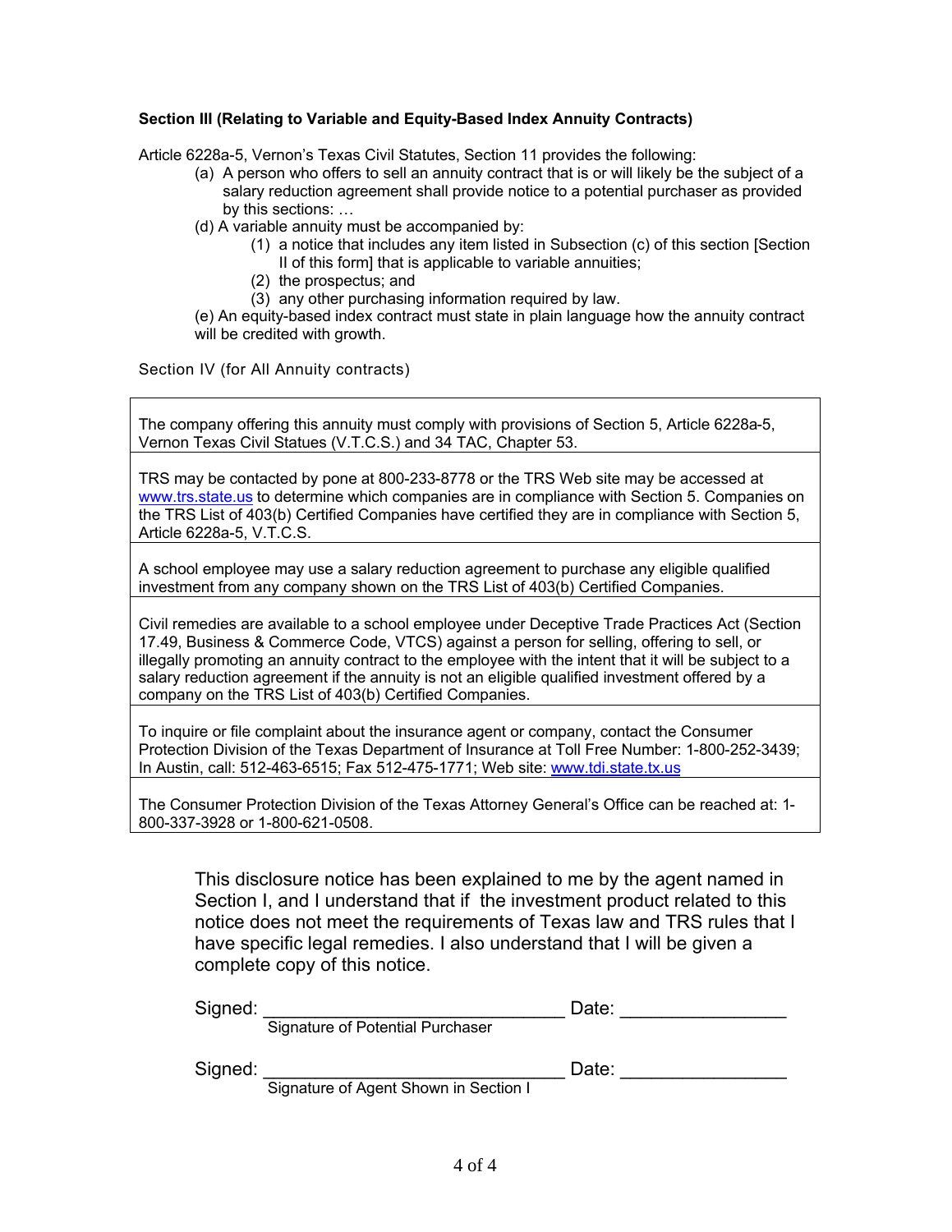**Section III (Relating to Variable and Equity-Based Index Annuity Contracts)**

Article 6228a-5, Vernon's Texas Civil Statutes, Section 11 provides the following:

(a) A person who offers to sell an annuity contract that is or will likely be the subject of a salary reduction agreement shall provide notice to a potential purchaser as provided by this sections: …

(d) A variable annuity must be accompanied by:

(1) a notice that includes any item listed in Subsection (c) of this section [Section II of this form] that is applicable to variable annuities;

(2) the prospectus; and

(3) any other purchasing information required by law.

(e) An equity-based index contract must state in plain language how the annuity contract will be credited with growth.

Section IV (for All Annuity contracts)

| |
|---|
| The company offering this annuity must comply with provisions of Section 5, Article 6228a-5, Vernon Texas Civil Statues (V.T.C.S.) and 34 TAC, Chapter 53. |
| TRS may be contacted by pone at 800-233-8778 or the TRS Web site may be accessed at www.trs.state.us to determine which companies are in compliance with Section 5. Companies on the TRS List of 403(b) Certified Companies have certified they are in compliance with Section 5, Article 6228a-5, V.T.C.S. |
| A school employee may use a salary reduction agreement to purchase any eligible qualified investment from any company shown on the TRS List of 403(b) Certified Companies. |
| Civil remedies are available to a school employee under Deceptive Trade Practices Act (Section 17.49, Business & Commerce Code, VTCS) against a person for selling, offering to sell, or illegally promoting an annuity contract to the employee with the intent that it will be subject to a salary reduction agreement if the annuity is not an eligible qualified investment offered by a company on the TRS List of 403(b) Certified Companies. |
| To inquire or file complaint about the insurance agent or company, contact the Consumer Protection Division of the Texas Department of Insurance at Toll Free Number: 1-800-252-3439; In Austin, call: 512-463-6515; Fax 512-475-1771; Web site: www.tdi.state.tx.us |
| The Consumer Protection Division of the Texas Attorney General's Office can be reached at: 1-800-337-3928 or 1-800-621-0508. |

This disclosure notice has been explained to me by the agent named in Section I, and I understand that if the investment product related to this notice does not meet the requirements of Texas law and TRS rules that I have specific legal remedies. I also understand that I will be given a complete copy of this notice.

Signed: ____________________________ Date: _______________
Signature of Potential Purchaser

Signed: ____________________________ Date: _______________
Signature of Agent Shown in Section I